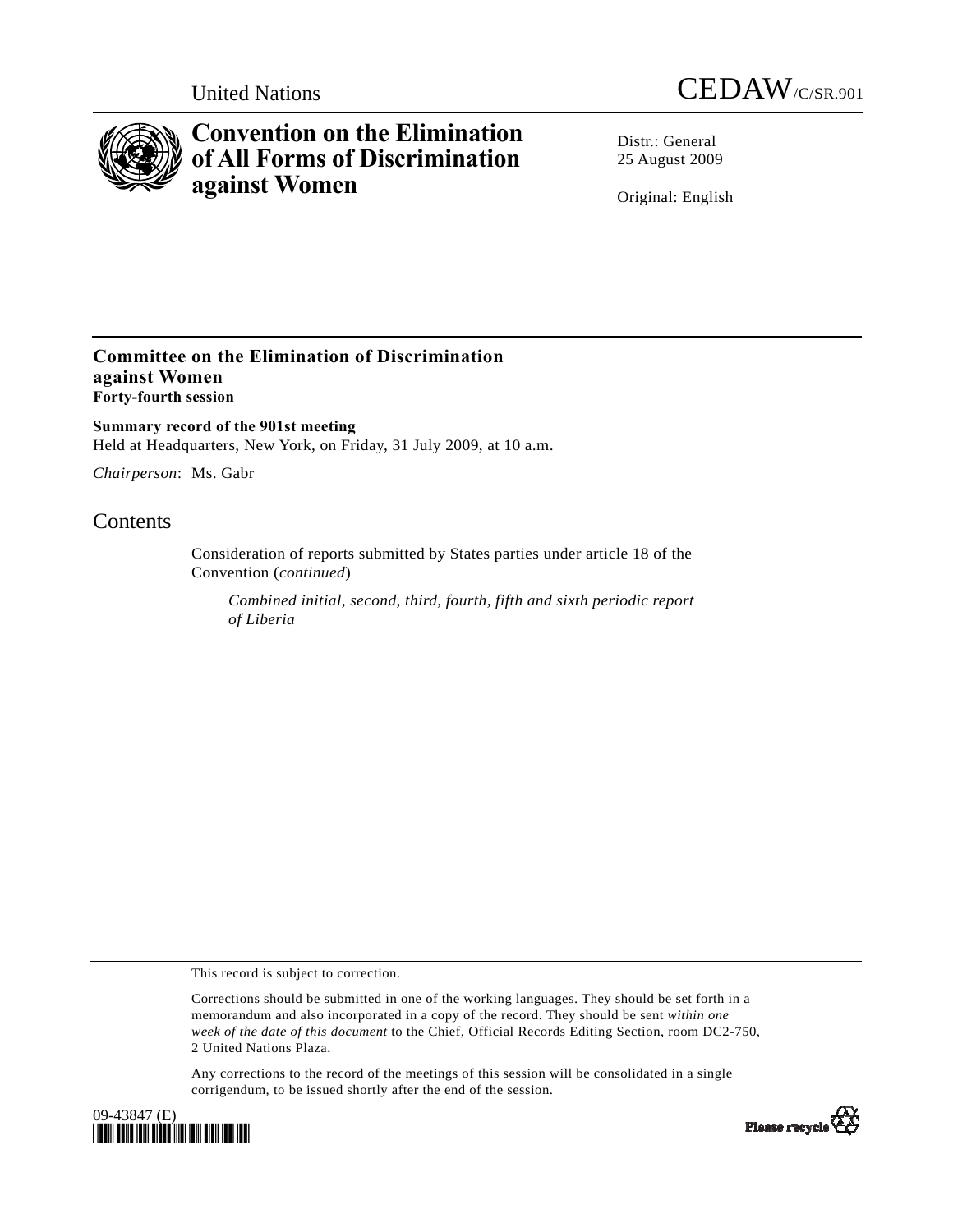United Nations CEDAW/C/SR.901

# Convention on the Elimination of All Forms of Discrimination against Women

Distr.: General
25 August 2009

Original: English

## Committee on the Elimination of Discrimination against Women
**Forty-fourth session**

**Summary record of the 901st meeting**
Held at Headquarters, New York, on Friday, 31 July 2009, at 10 a.m.

*Chairperson*: Ms. Gabr

## Contents

Consideration of reports submitted by States parties under article 18 of the Convention (*continued*)

*Combined initial, second, third, fourth, fifth and sixth periodic report of Liberia*

This record is subject to correction.

Corrections should be submitted in one of the working languages. They should be set forth in a memorandum and also incorporated in a copy of the record. They should be sent *within one week of the date of this document* to the Chief, Official Records Editing Section, room DC2-750, 2 United Nations Plaza.

Any corrections to the record of the meetings of this session will be consolidated in a single corrigendum, to be issued shortly after the end of the session.

09-43847 (E)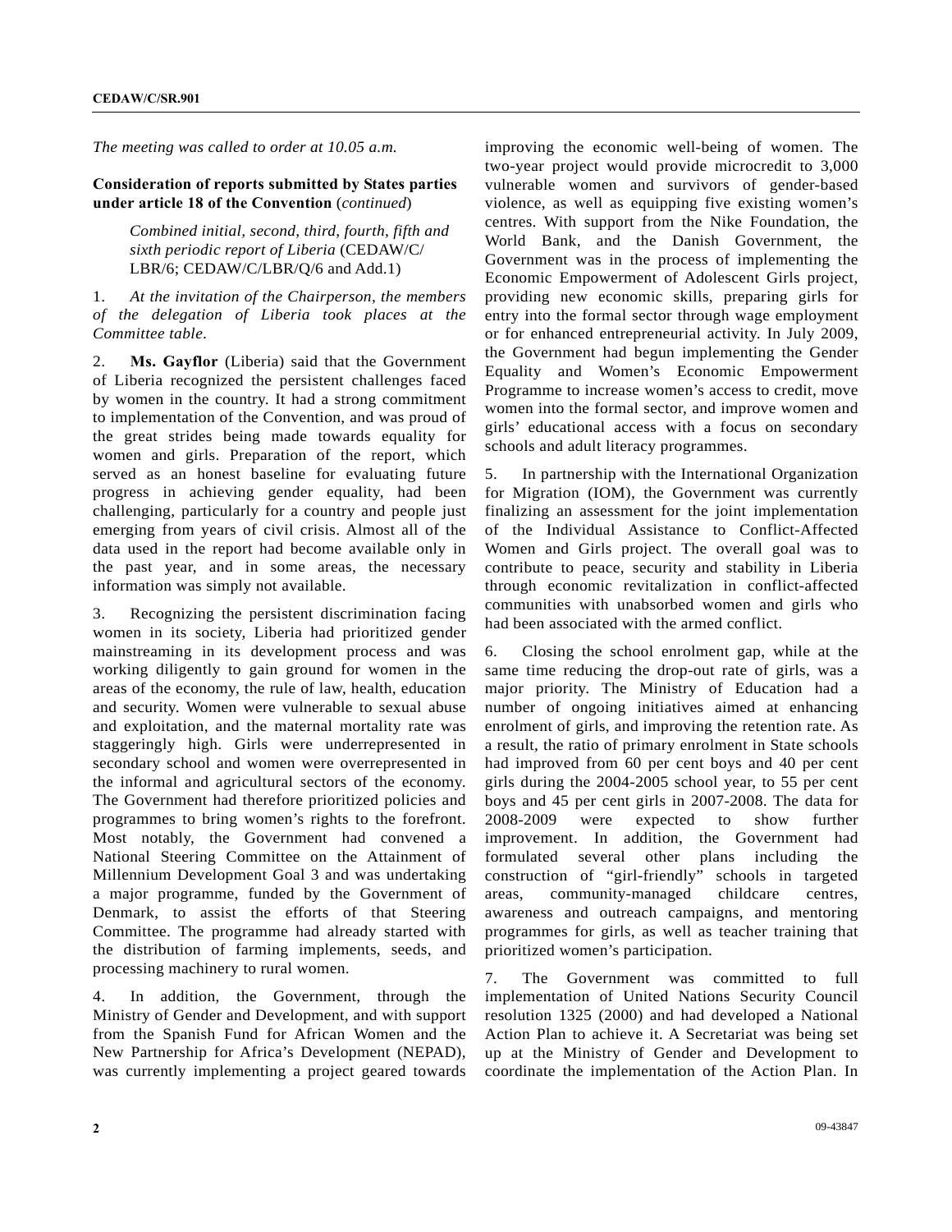*The meeting was called to order at 10.05 a.m.*

**Consideration of reports submitted by States parties under article 18 of the Convention** (*continued*)

*Combined initial, second, third, fourth, fifth and sixth periodic report of Liberia* (CEDAW/C/LBR/6; CEDAW/C/LBR/Q/6 and Add.1)

1. *At the invitation of the Chairperson, the members of the delegation of Liberia took places at the Committee table*.

2. **Ms. Gayflor** (Liberia) said that the Government of Liberia recognized the persistent challenges faced by women in the country. It had a strong commitment to implementation of the Convention, and was proud of the great strides being made towards equality for women and girls. Preparation of the report, which served as an honest baseline for evaluating future progress in achieving gender equality, had been challenging, particularly for a country and people just emerging from years of civil crisis. Almost all of the data used in the report had become available only in the past year, and in some areas, the necessary information was simply not available.

3. Recognizing the persistent discrimination facing women in its society, Liberia had prioritized gender mainstreaming in its development process and was working diligently to gain ground for women in the areas of the economy, the rule of law, health, education and security. Women were vulnerable to sexual abuse and exploitation, and the maternal mortality rate was staggeringly high. Girls were underrepresented in secondary school and women were overrepresented in the informal and agricultural sectors of the economy. The Government had therefore prioritized policies and programmes to bring women's rights to the forefront. Most notably, the Government had convened a National Steering Committee on the Attainment of Millennium Development Goal 3 and was undertaking a major programme, funded by the Government of Denmark, to assist the efforts of that Steering Committee. The programme had already started with the distribution of farming implements, seeds, and processing machinery to rural women.

4. In addition, the Government, through the Ministry of Gender and Development, and with support from the Spanish Fund for African Women and the New Partnership for Africa's Development (NEPAD), was currently implementing a project geared towards improving the economic well-being of women. The two-year project would provide microcredit to 3,000 vulnerable women and survivors of gender-based violence, as well as equipping five existing women's centres. With support from the Nike Foundation, the World Bank, and the Danish Government, the Government was in the process of implementing the Economic Empowerment of Adolescent Girls project, providing new economic skills, preparing girls for entry into the formal sector through wage employment or for enhanced entrepreneurial activity. In July 2009, the Government had begun implementing the Gender Equality and Women's Economic Empowerment Programme to increase women's access to credit, move women into the formal sector, and improve women and girls' educational access with a focus on secondary schools and adult literacy programmes.

5. In partnership with the International Organization for Migration (IOM), the Government was currently finalizing an assessment for the joint implementation of the Individual Assistance to Conflict-Affected Women and Girls project. The overall goal was to contribute to peace, security and stability in Liberia through economic revitalization in conflict-affected communities with unabsorbed women and girls who had been associated with the armed conflict.

6. Closing the school enrolment gap, while at the same time reducing the drop-out rate of girls, was a major priority. The Ministry of Education had a number of ongoing initiatives aimed at enhancing enrolment of girls, and improving the retention rate. As a result, the ratio of primary enrolment in State schools had improved from 60 per cent boys and 40 per cent girls during the 2004-2005 school year, to 55 per cent boys and 45 per cent girls in 2007-2008. The data for 2008-2009 were expected to show further improvement. In addition, the Government had formulated several other plans including the construction of "girl-friendly" schools in targeted areas, community-managed childcare centres, awareness and outreach campaigns, and mentoring programmes for girls, as well as teacher training that prioritized women's participation.

7. The Government was committed to full implementation of United Nations Security Council resolution 1325 (2000) and had developed a National Action Plan to achieve it. A Secretariat was being set up at the Ministry of Gender and Development to coordinate the implementation of the Action Plan. In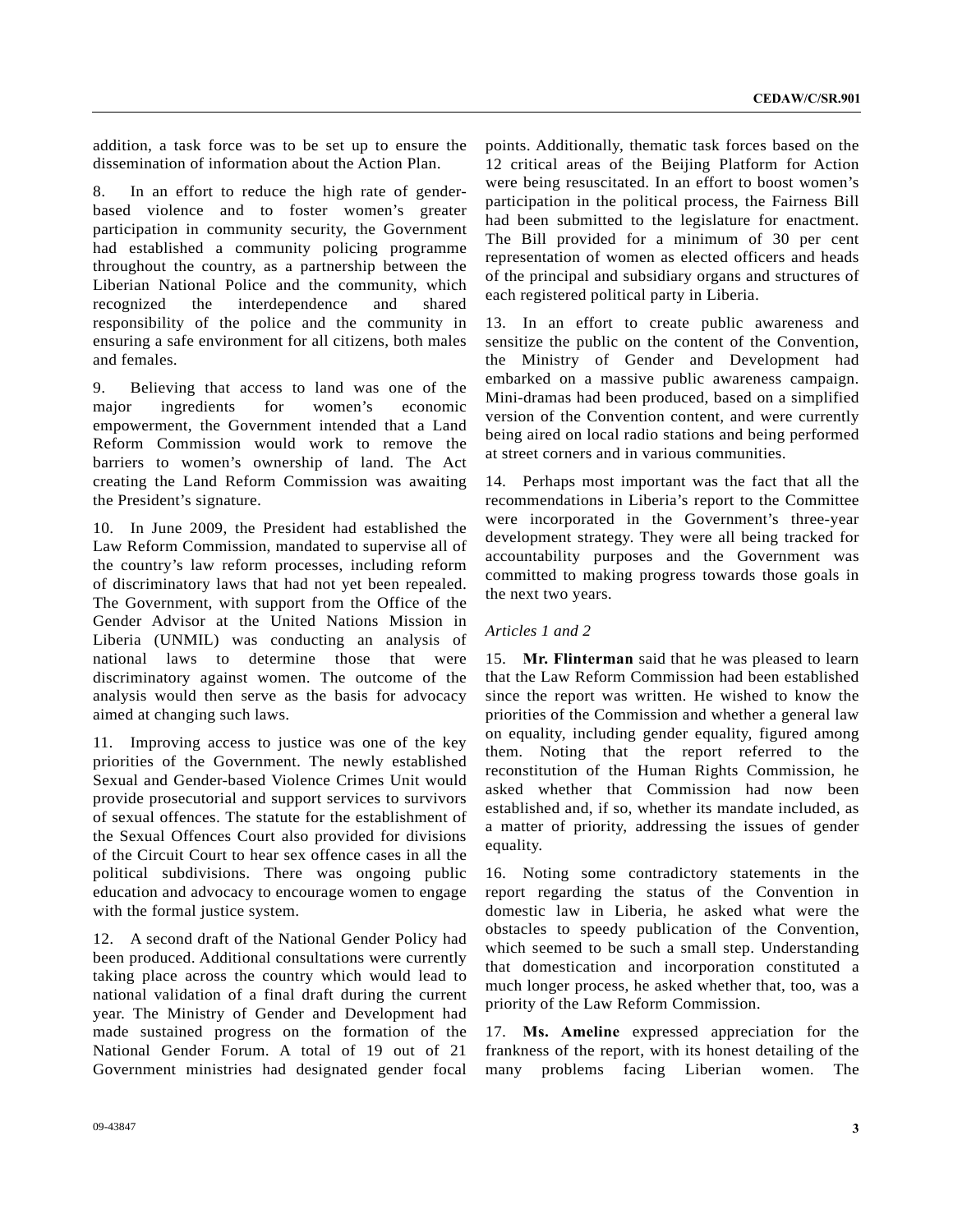addition, a task force was to be set up to ensure the dissemination of information about the Action Plan.

8. In an effort to reduce the high rate of gender-based violence and to foster women's greater participation in community security, the Government had established a community policing programme throughout the country, as a partnership between the Liberian National Police and the community, which recognized the interdependence and shared responsibility of the police and the community in ensuring a safe environment for all citizens, both males and females.

9. Believing that access to land was one of the major ingredients for women's economic empowerment, the Government intended that a Land Reform Commission would work to remove the barriers to women's ownership of land. The Act creating the Land Reform Commission was awaiting the President's signature.

10. In June 2009, the President had established the Law Reform Commission, mandated to supervise all of the country's law reform processes, including reform of discriminatory laws that had not yet been repealed. The Government, with support from the Office of the Gender Advisor at the United Nations Mission in Liberia (UNMIL) was conducting an analysis of national laws to determine those that were discriminatory against women. The outcome of the analysis would then serve as the basis for advocacy aimed at changing such laws.

11. Improving access to justice was one of the key priorities of the Government. The newly established Sexual and Gender-based Violence Crimes Unit would provide prosecutorial and support services to survivors of sexual offences. The statute for the establishment of the Sexual Offences Court also provided for divisions of the Circuit Court to hear sex offence cases in all the political subdivisions. There was ongoing public education and advocacy to encourage women to engage with the formal justice system.

12. A second draft of the National Gender Policy had been produced. Additional consultations were currently taking place across the country which would lead to national validation of a final draft during the current year. The Ministry of Gender and Development had made sustained progress on the formation of the National Gender Forum. A total of 19 out of 21 Government ministries had designated gender focal points. Additionally, thematic task forces based on the 12 critical areas of the Beijing Platform for Action were being resuscitated. In an effort to boost women's participation in the political process, the Fairness Bill had been submitted to the legislature for enactment. The Bill provided for a minimum of 30 per cent representation of women as elected officers and heads of the principal and subsidiary organs and structures of each registered political party in Liberia.

13. In an effort to create public awareness and sensitize the public on the content of the Convention, the Ministry of Gender and Development had embarked on a massive public awareness campaign. Mini-dramas had been produced, based on a simplified version of the Convention content, and were currently being aired on local radio stations and being performed at street corners and in various communities.

14. Perhaps most important was the fact that all the recommendations in Liberia's report to the Committee were incorporated in the Government's three-year development strategy. They were all being tracked for accountability purposes and the Government was committed to making progress towards those goals in the next two years.

*Articles 1 and 2*

15. **Mr. Flinterman** said that he was pleased to learn that the Law Reform Commission had been established since the report was written. He wished to know the priorities of the Commission and whether a general law on equality, including gender equality, figured among them. Noting that the report referred to the reconstitution of the Human Rights Commission, he asked whether that Commission had now been established and, if so, whether its mandate included, as a matter of priority, addressing the issues of gender equality.

16. Noting some contradictory statements in the report regarding the status of the Convention in domestic law in Liberia, he asked what were the obstacles to speedy publication of the Convention, which seemed to be such a small step. Understanding that domestication and incorporation constituted a much longer process, he asked whether that, too, was a priority of the Law Reform Commission.

17. **Ms. Ameline** expressed appreciation for the frankness of the report, with its honest detailing of the many problems facing Liberian women. The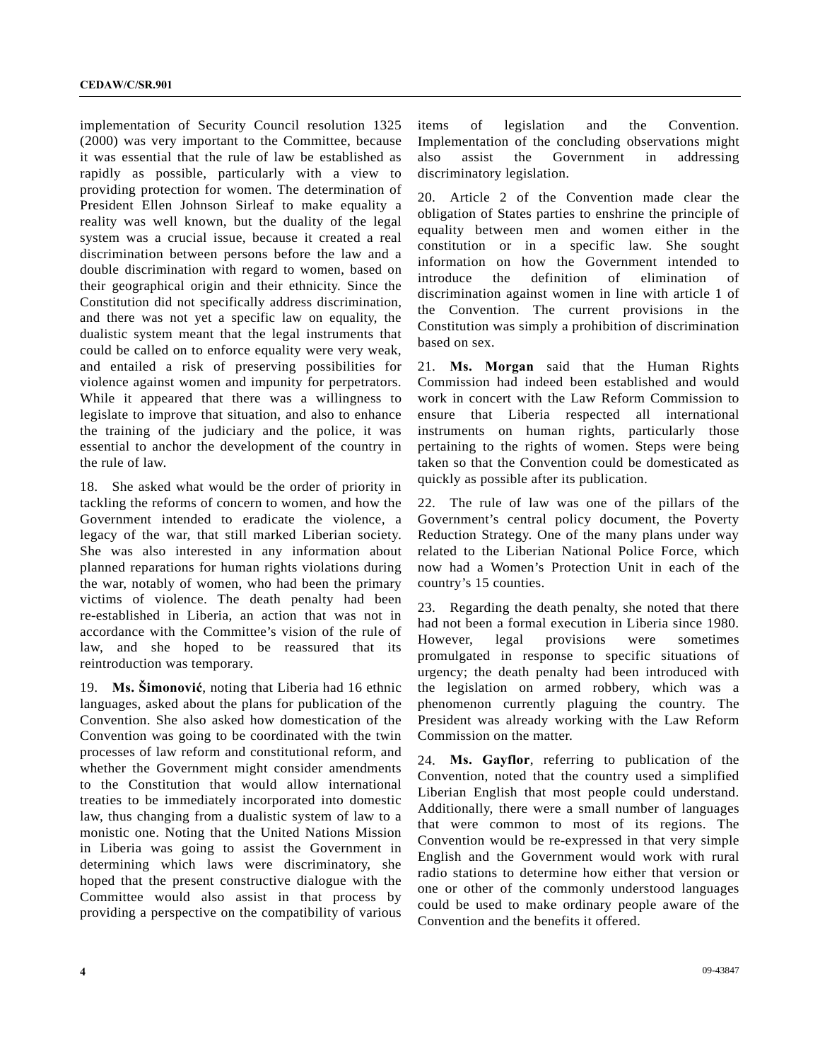implementation of Security Council resolution 1325 (2000) was very important to the Committee, because it was essential that the rule of law be established as rapidly as possible, particularly with a view to providing protection for women. The determination of President Ellen Johnson Sirleaf to make equality a reality was well known, but the duality of the legal system was a crucial issue, because it created a real discrimination between persons before the law and a double discrimination with regard to women, based on their geographical origin and their ethnicity. Since the Constitution did not specifically address discrimination, and there was not yet a specific law on equality, the dualistic system meant that the legal instruments that could be called on to enforce equality were very weak, and entailed a risk of preserving possibilities for violence against women and impunity for perpetrators. While it appeared that there was a willingness to legislate to improve that situation, and also to enhance the training of the judiciary and the police, it was essential to anchor the development of the country in the rule of law.

18. She asked what would be the order of priority in tackling the reforms of concern to women, and how the Government intended to eradicate the violence, a legacy of the war, that still marked Liberian society. She was also interested in any information about planned reparations for human rights violations during the war, notably of women, who had been the primary victims of violence. The death penalty had been re-established in Liberia, an action that was not in accordance with the Committee's vision of the rule of law, and she hoped to be reassured that its reintroduction was temporary.

19. **Ms. Šimonović**, noting that Liberia had 16 ethnic languages, asked about the plans for publication of the Convention. She also asked how domestication of the Convention was going to be coordinated with the twin processes of law reform and constitutional reform, and whether the Government might consider amendments to the Constitution that would allow international treaties to be immediately incorporated into domestic law, thus changing from a dualistic system of law to a monistic one. Noting that the United Nations Mission in Liberia was going to assist the Government in determining which laws were discriminatory, she hoped that the present constructive dialogue with the Committee would also assist in that process by providing a perspective on the compatibility of various items of legislation and the Convention. Implementation of the concluding observations might also assist the Government in addressing discriminatory legislation.

20. Article 2 of the Convention made clear the obligation of States parties to enshrine the principle of equality between men and women either in the constitution or in a specific law. She sought information on how the Government intended to introduce the definition of elimination of discrimination against women in line with article 1 of the Convention. The current provisions in the Constitution was simply a prohibition of discrimination based on sex.

21. **Ms. Morgan** said that the Human Rights Commission had indeed been established and would work in concert with the Law Reform Commission to ensure that Liberia respected all international instruments on human rights, particularly those pertaining to the rights of women. Steps were being taken so that the Convention could be domesticated as quickly as possible after its publication.

22. The rule of law was one of the pillars of the Government's central policy document, the Poverty Reduction Strategy. One of the many plans under way related to the Liberian National Police Force, which now had a Women's Protection Unit in each of the country's 15 counties.

23. Regarding the death penalty, she noted that there had not been a formal execution in Liberia since 1980. However, legal provisions were sometimes promulgated in response to specific situations of urgency; the death penalty had been introduced with the legislation on armed robbery, which was a phenomenon currently plaguing the country. The President was already working with the Law Reform Commission on the matter.

24. **Ms. Gayflor**, referring to publication of the Convention, noted that the country used a simplified Liberian English that most people could understand. Additionally, there were a small number of languages that were common to most of its regions. The Convention would be re-expressed in that very simple English and the Government would work with rural radio stations to determine how either that version or one or other of the commonly understood languages could be used to make ordinary people aware of the Convention and the benefits it offered.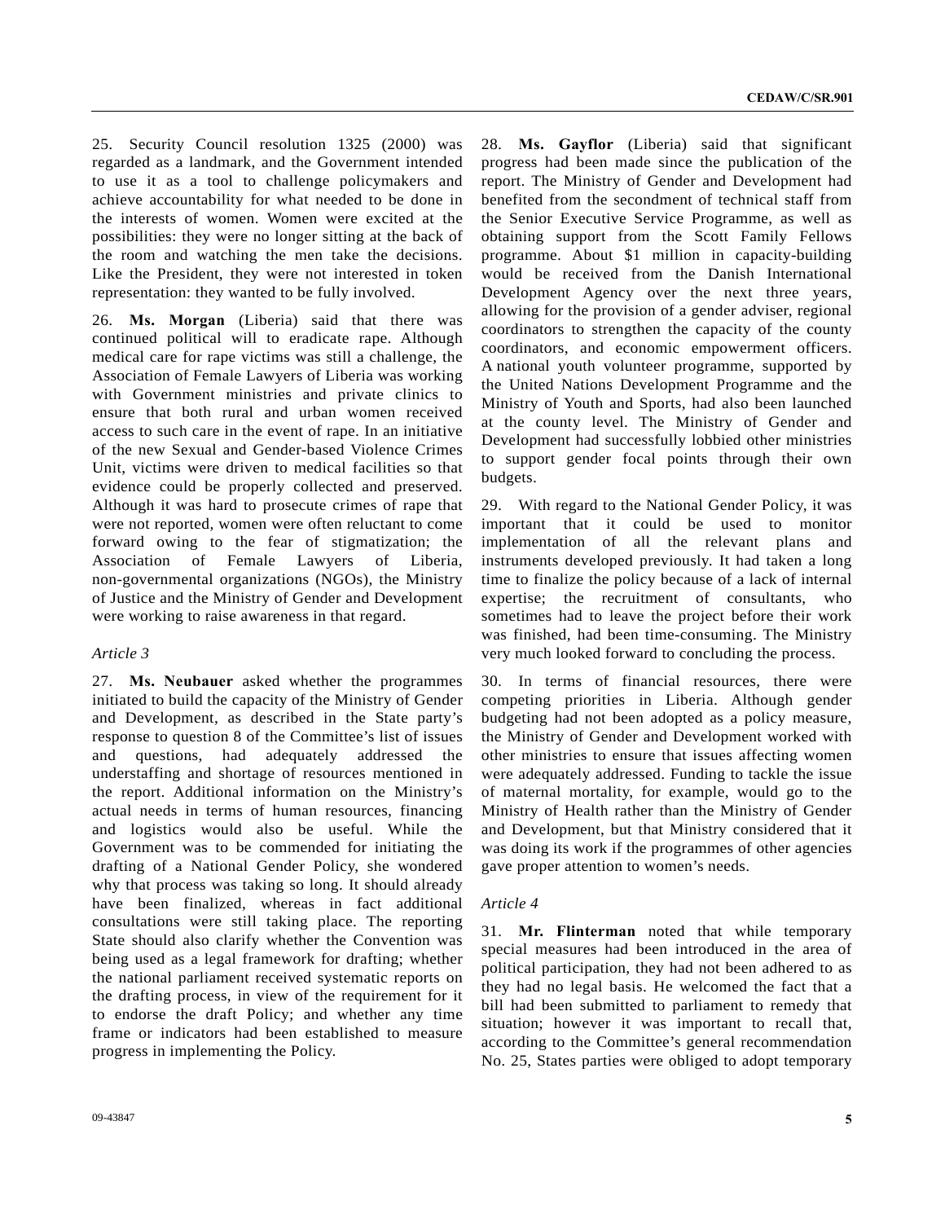25. Security Council resolution 1325 (2000) was regarded as a landmark, and the Government intended to use it as a tool to challenge policymakers and achieve accountability for what needed to be done in the interests of women. Women were excited at the possibilities: they were no longer sitting at the back of the room and watching the men take the decisions. Like the President, they were not interested in token representation: they wanted to be fully involved.

26. **Ms. Morgan** (Liberia) said that there was continued political will to eradicate rape. Although medical care for rape victims was still a challenge, the Association of Female Lawyers of Liberia was working with Government ministries and private clinics to ensure that both rural and urban women received access to such care in the event of rape. In an initiative of the new Sexual and Gender-based Violence Crimes Unit, victims were driven to medical facilities so that evidence could be properly collected and preserved. Although it was hard to prosecute crimes of rape that were not reported, women were often reluctant to come forward owing to the fear of stigmatization; the Association of Female Lawyers of Liberia, non-governmental organizations (NGOs), the Ministry of Justice and the Ministry of Gender and Development were working to raise awareness in that regard.

*Article 3*

27. **Ms. Neubauer** asked whether the programmes initiated to build the capacity of the Ministry of Gender and Development, as described in the State party's response to question 8 of the Committee's list of issues and questions, had adequately addressed the understaffing and shortage of resources mentioned in the report. Additional information on the Ministry's actual needs in terms of human resources, financing and logistics would also be useful. While the Government was to be commended for initiating the drafting of a National Gender Policy, she wondered why that process was taking so long. It should already have been finalized, whereas in fact additional consultations were still taking place. The reporting State should also clarify whether the Convention was being used as a legal framework for drafting; whether the national parliament received systematic reports on the drafting process, in view of the requirement for it to endorse the draft Policy; and whether any time frame or indicators had been established to measure progress in implementing the Policy.

28. **Ms. Gayflor** (Liberia) said that significant progress had been made since the publication of the report. The Ministry of Gender and Development had benefited from the secondment of technical staff from the Senior Executive Service Programme, as well as obtaining support from the Scott Family Fellows programme. About $1 million in capacity-building would be received from the Danish International Development Agency over the next three years, allowing for the provision of a gender adviser, regional coordinators to strengthen the capacity of the county coordinators, and economic empowerment officers. A national youth volunteer programme, supported by the United Nations Development Programme and the Ministry of Youth and Sports, had also been launched at the county level. The Ministry of Gender and Development had successfully lobbied other ministries to support gender focal points through their own budgets.

29. With regard to the National Gender Policy, it was important that it could be used to monitor implementation of all the relevant plans and instruments developed previously. It had taken a long time to finalize the policy because of a lack of internal expertise; the recruitment of consultants, who sometimes had to leave the project before their work was finished, had been time-consuming. The Ministry very much looked forward to concluding the process.

30. In terms of financial resources, there were competing priorities in Liberia. Although gender budgeting had not been adopted as a policy measure, the Ministry of Gender and Development worked with other ministries to ensure that issues affecting women were adequately addressed. Funding to tackle the issue of maternal mortality, for example, would go to the Ministry of Health rather than the Ministry of Gender and Development, but that Ministry considered that it was doing its work if the programmes of other agencies gave proper attention to women's needs.

*Article 4*

31. **Mr. Flinterman** noted that while temporary special measures had been introduced in the area of political participation, they had not been adhered to as they had no legal basis. He welcomed the fact that a bill had been submitted to parliament to remedy that situation; however it was important to recall that, according to the Committee's general recommendation No. 25, States parties were obliged to adopt temporary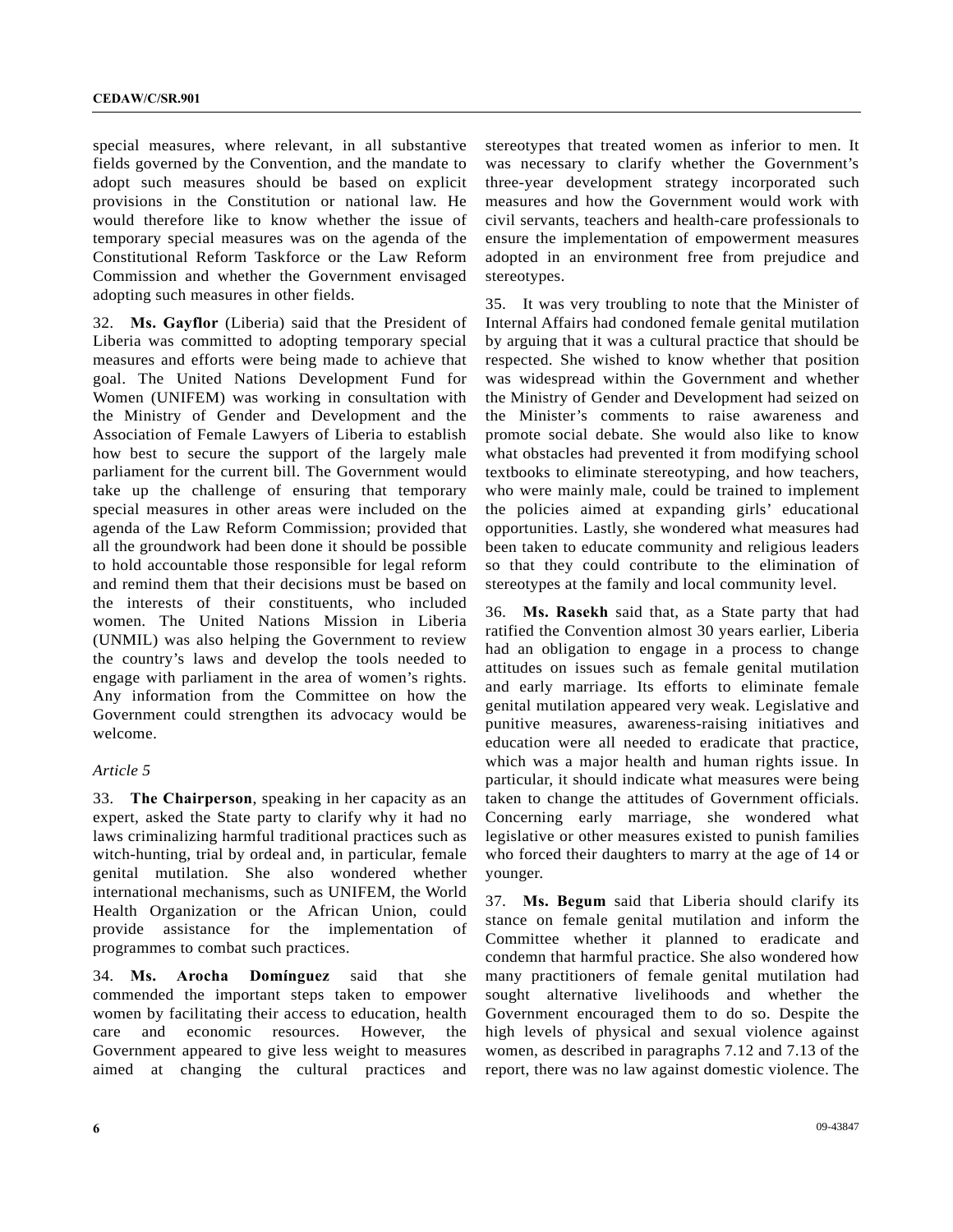special measures, where relevant, in all substantive fields governed by the Convention, and the mandate to adopt such measures should be based on explicit provisions in the Constitution or national law. He would therefore like to know whether the issue of temporary special measures was on the agenda of the Constitutional Reform Taskforce or the Law Reform Commission and whether the Government envisaged adopting such measures in other fields.

32. **Ms. Gayflor** (Liberia) said that the President of Liberia was committed to adopting temporary special measures and efforts were being made to achieve that goal. The United Nations Development Fund for Women (UNIFEM) was working in consultation with the Ministry of Gender and Development and the Association of Female Lawyers of Liberia to establish how best to secure the support of the largely male parliament for the current bill. The Government would take up the challenge of ensuring that temporary special measures in other areas were included on the agenda of the Law Reform Commission; provided that all the groundwork had been done it should be possible to hold accountable those responsible for legal reform and remind them that their decisions must be based on the interests of their constituents, who included women. The United Nations Mission in Liberia (UNMIL) was also helping the Government to review the country's laws and develop the tools needed to engage with parliament in the area of women's rights. Any information from the Committee on how the Government could strengthen its advocacy would be welcome.

*Article 5*

33. **The Chairperson**, speaking in her capacity as an expert, asked the State party to clarify why it had no laws criminalizing harmful traditional practices such as witch-hunting, trial by ordeal and, in particular, female genital mutilation. She also wondered whether international mechanisms, such as UNIFEM, the World Health Organization or the African Union, could provide assistance for the implementation of programmes to combat such practices.

34. **Ms. Arocha Domínguez** said that she commended the important steps taken to empower women by facilitating their access to education, health care and economic resources. However, the Government appeared to give less weight to measures aimed at changing the cultural practices and stereotypes that treated women as inferior to men. It was necessary to clarify whether the Government's three-year development strategy incorporated such measures and how the Government would work with civil servants, teachers and health-care professionals to ensure the implementation of empowerment measures adopted in an environment free from prejudice and stereotypes.

35. It was very troubling to note that the Minister of Internal Affairs had condoned female genital mutilation by arguing that it was a cultural practice that should be respected. She wished to know whether that position was widespread within the Government and whether the Ministry of Gender and Development had seized on the Minister's comments to raise awareness and promote social debate. She would also like to know what obstacles had prevented it from modifying school textbooks to eliminate stereotyping, and how teachers, who were mainly male, could be trained to implement the policies aimed at expanding girls' educational opportunities. Lastly, she wondered what measures had been taken to educate community and religious leaders so that they could contribute to the elimination of stereotypes at the family and local community level.

36. **Ms. Rasekh** said that, as a State party that had ratified the Convention almost 30 years earlier, Liberia had an obligation to engage in a process to change attitudes on issues such as female genital mutilation and early marriage. Its efforts to eliminate female genital mutilation appeared very weak. Legislative and punitive measures, awareness-raising initiatives and education were all needed to eradicate that practice, which was a major health and human rights issue. In particular, it should indicate what measures were being taken to change the attitudes of Government officials. Concerning early marriage, she wondered what legislative or other measures existed to punish families who forced their daughters to marry at the age of 14 or younger.

37. **Ms. Begum** said that Liberia should clarify its stance on female genital mutilation and inform the Committee whether it planned to eradicate and condemn that harmful practice. She also wondered how many practitioners of female genital mutilation had sought alternative livelihoods and whether the Government encouraged them to do so. Despite the high levels of physical and sexual violence against women, as described in paragraphs 7.12 and 7.13 of the report, there was no law against domestic violence. The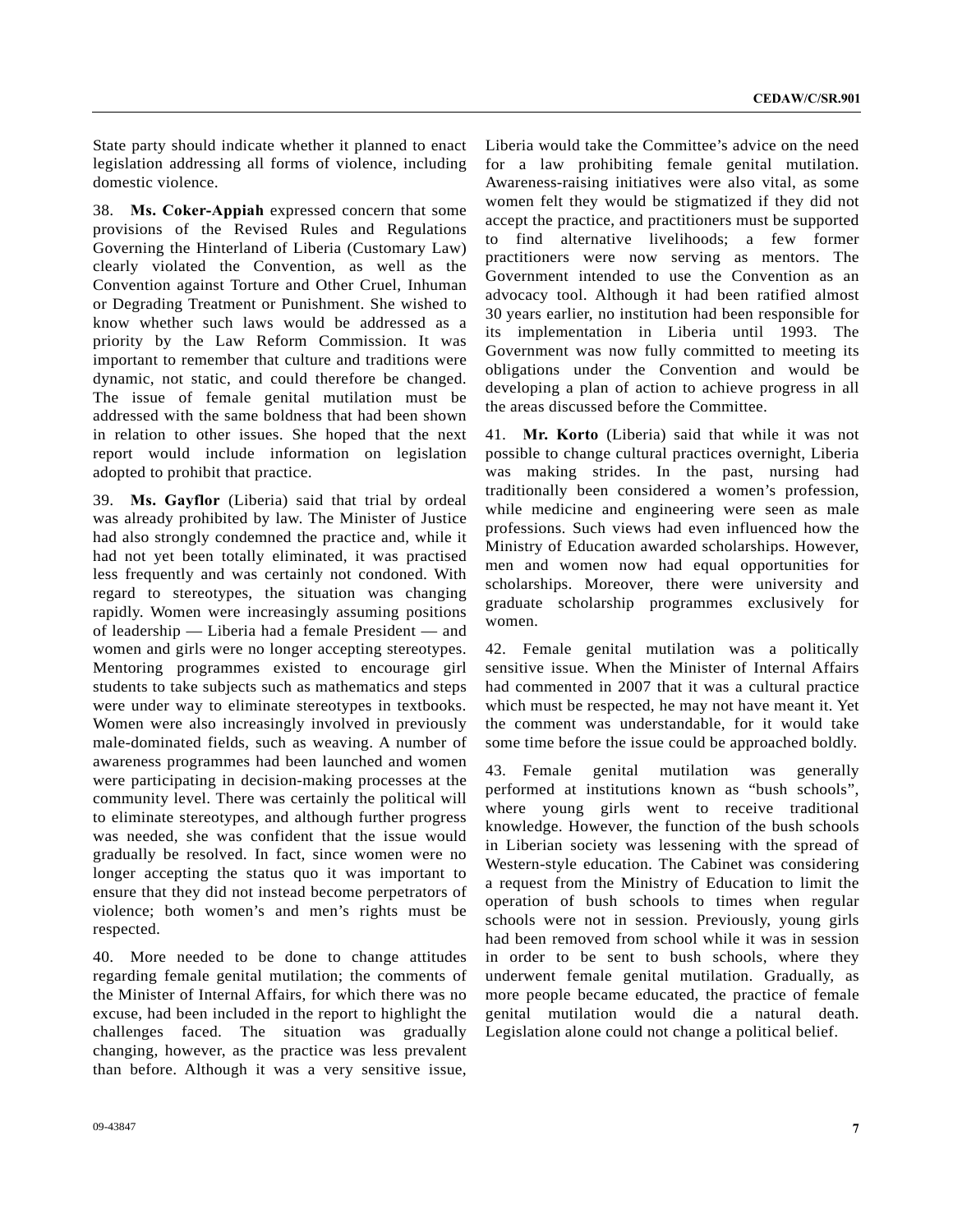State party should indicate whether it planned to enact legislation addressing all forms of violence, including domestic violence.

38. **Ms. Coker-Appiah** expressed concern that some provisions of the Revised Rules and Regulations Governing the Hinterland of Liberia (Customary Law) clearly violated the Convention, as well as the Convention against Torture and Other Cruel, Inhuman or Degrading Treatment or Punishment. She wished to know whether such laws would be addressed as a priority by the Law Reform Commission. It was important to remember that culture and traditions were dynamic, not static, and could therefore be changed. The issue of female genital mutilation must be addressed with the same boldness that had been shown in relation to other issues. She hoped that the next report would include information on legislation adopted to prohibit that practice.

39. **Ms. Gayflor** (Liberia) said that trial by ordeal was already prohibited by law. The Minister of Justice had also strongly condemned the practice and, while it had not yet been totally eliminated, it was practised less frequently and was certainly not condoned. With regard to stereotypes, the situation was changing rapidly. Women were increasingly assuming positions of leadership — Liberia had a female President — and women and girls were no longer accepting stereotypes. Mentoring programmes existed to encourage girl students to take subjects such as mathematics and steps were under way to eliminate stereotypes in textbooks. Women were also increasingly involved in previously male-dominated fields, such as weaving. A number of awareness programmes had been launched and women were participating in decision-making processes at the community level. There was certainly the political will to eliminate stereotypes, and although further progress was needed, she was confident that the issue would gradually be resolved. In fact, since women were no longer accepting the status quo it was important to ensure that they did not instead become perpetrators of violence; both women's and men's rights must be respected.

40. More needed to be done to change attitudes regarding female genital mutilation; the comments of the Minister of Internal Affairs, for which there was no excuse, had been included in the report to highlight the challenges faced. The situation was gradually changing, however, as the practice was less prevalent than before. Although it was a very sensitive issue, Liberia would take the Committee's advice on the need for a law prohibiting female genital mutilation. Awareness-raising initiatives were also vital, as some women felt they would be stigmatized if they did not accept the practice, and practitioners must be supported to find alternative livelihoods; a few former practitioners were now serving as mentors. The Government intended to use the Convention as an advocacy tool. Although it had been ratified almost 30 years earlier, no institution had been responsible for its implementation in Liberia until 1993. The Government was now fully committed to meeting its obligations under the Convention and would be developing a plan of action to achieve progress in all the areas discussed before the Committee.

41. **Mr. Korto** (Liberia) said that while it was not possible to change cultural practices overnight, Liberia was making strides. In the past, nursing had traditionally been considered a women's profession, while medicine and engineering were seen as male professions. Such views had even influenced how the Ministry of Education awarded scholarships. However, men and women now had equal opportunities for scholarships. Moreover, there were university and graduate scholarship programmes exclusively for women.

42. Female genital mutilation was a politically sensitive issue. When the Minister of Internal Affairs had commented in 2007 that it was a cultural practice which must be respected, he may not have meant it. Yet the comment was understandable, for it would take some time before the issue could be approached boldly.

43. Female genital mutilation was generally performed at institutions known as "bush schools", where young girls went to receive traditional knowledge. However, the function of the bush schools in Liberian society was lessening with the spread of Western-style education. The Cabinet was considering a request from the Ministry of Education to limit the operation of bush schools to times when regular schools were not in session. Previously, young girls had been removed from school while it was in session in order to be sent to bush schools, where they underwent female genital mutilation. Gradually, as more people became educated, the practice of female genital mutilation would die a natural death. Legislation alone could not change a political belief.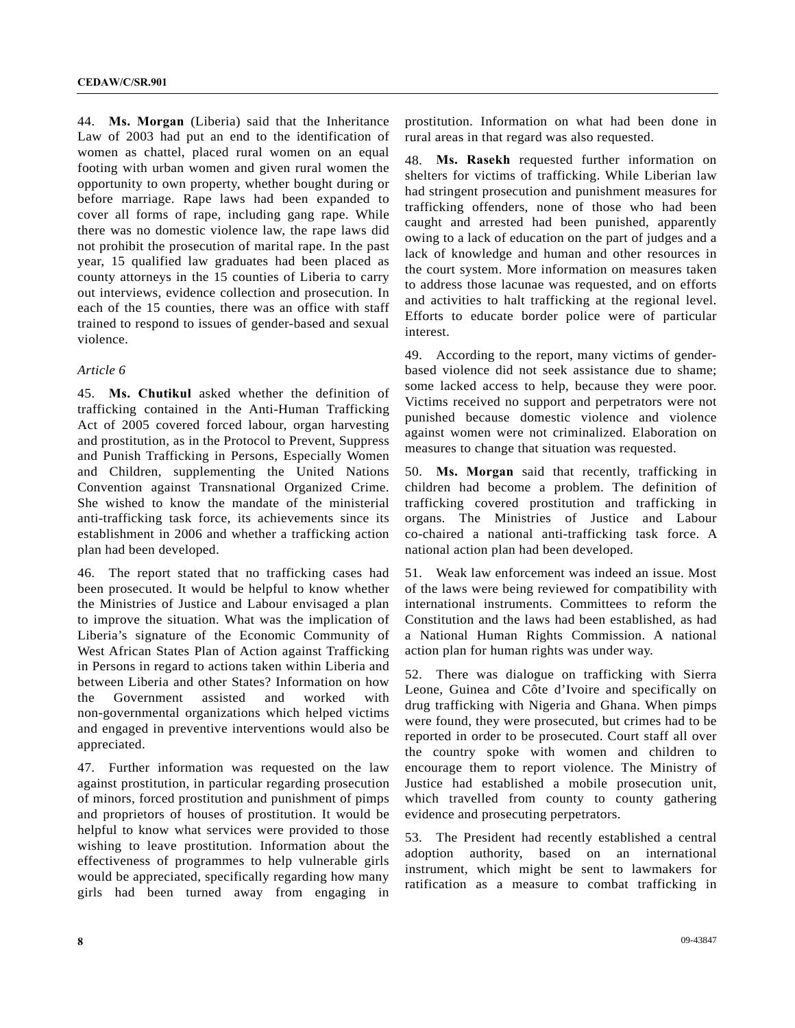44. **Ms. Morgan** (Liberia) said that the Inheritance Law of 2003 had put an end to the identification of women as chattel, placed rural women on an equal footing with urban women and given rural women the opportunity to own property, whether bought during or before marriage. Rape laws had been expanded to cover all forms of rape, including gang rape. While there was no domestic violence law, the rape laws did not prohibit the prosecution of marital rape. In the past year, 15 qualified law graduates had been placed as county attorneys in the 15 counties of Liberia to carry out interviews, evidence collection and prosecution. In each of the 15 counties, there was an office with staff trained to respond to issues of gender-based and sexual violence.

*Article 6*

45. **Ms. Chutikul** asked whether the definition of trafficking contained in the Anti-Human Trafficking Act of 2005 covered forced labour, organ harvesting and prostitution, as in the Protocol to Prevent, Suppress and Punish Trafficking in Persons, Especially Women and Children, supplementing the United Nations Convention against Transnational Organized Crime. She wished to know the mandate of the ministerial anti-trafficking task force, its achievements since its establishment in 2006 and whether a trafficking action plan had been developed.

46. The report stated that no trafficking cases had been prosecuted. It would be helpful to know whether the Ministries of Justice and Labour envisaged a plan to improve the situation. What was the implication of Liberia's signature of the Economic Community of West African States Plan of Action against Trafficking in Persons in regard to actions taken within Liberia and between Liberia and other States? Information on how the Government assisted and worked with non-governmental organizations which helped victims and engaged in preventive interventions would also be appreciated.

47. Further information was requested on the law against prostitution, in particular regarding prosecution of minors, forced prostitution and punishment of pimps and proprietors of houses of prostitution. It would be helpful to know what services were provided to those wishing to leave prostitution. Information about the effectiveness of programmes to help vulnerable girls would be appreciated, specifically regarding how many girls had been turned away from engaging in prostitution. Information on what had been done in rural areas in that regard was also requested.

48. **Ms. Rasekh** requested further information on shelters for victims of trafficking. While Liberian law had stringent prosecution and punishment measures for trafficking offenders, none of those who had been caught and arrested had been punished, apparently owing to a lack of education on the part of judges and a lack of knowledge and human and other resources in the court system. More information on measures taken to address those lacunae was requested, and on efforts and activities to halt trafficking at the regional level. Efforts to educate border police were of particular interest.

49. According to the report, many victims of gender-based violence did not seek assistance due to shame; some lacked access to help, because they were poor. Victims received no support and perpetrators were not punished because domestic violence and violence against women were not criminalized. Elaboration on measures to change that situation was requested.

50. **Ms. Morgan** said that recently, trafficking in children had become a problem. The definition of trafficking covered prostitution and trafficking in organs. The Ministries of Justice and Labour co-chaired a national anti-trafficking task force. A national action plan had been developed.

51. Weak law enforcement was indeed an issue. Most of the laws were being reviewed for compatibility with international instruments. Committees to reform the Constitution and the laws had been established, as had a National Human Rights Commission. A national action plan for human rights was under way.

52. There was dialogue on trafficking with Sierra Leone, Guinea and Côte d'Ivoire and specifically on drug trafficking with Nigeria and Ghana. When pimps were found, they were prosecuted, but crimes had to be reported in order to be prosecuted. Court staff all over the country spoke with women and children to encourage them to report violence. The Ministry of Justice had established a mobile prosecution unit, which travelled from county to county gathering evidence and prosecuting perpetrators.

53. The President had recently established a central adoption authority, based on an international instrument, which might be sent to lawmakers for ratification as a measure to combat trafficking in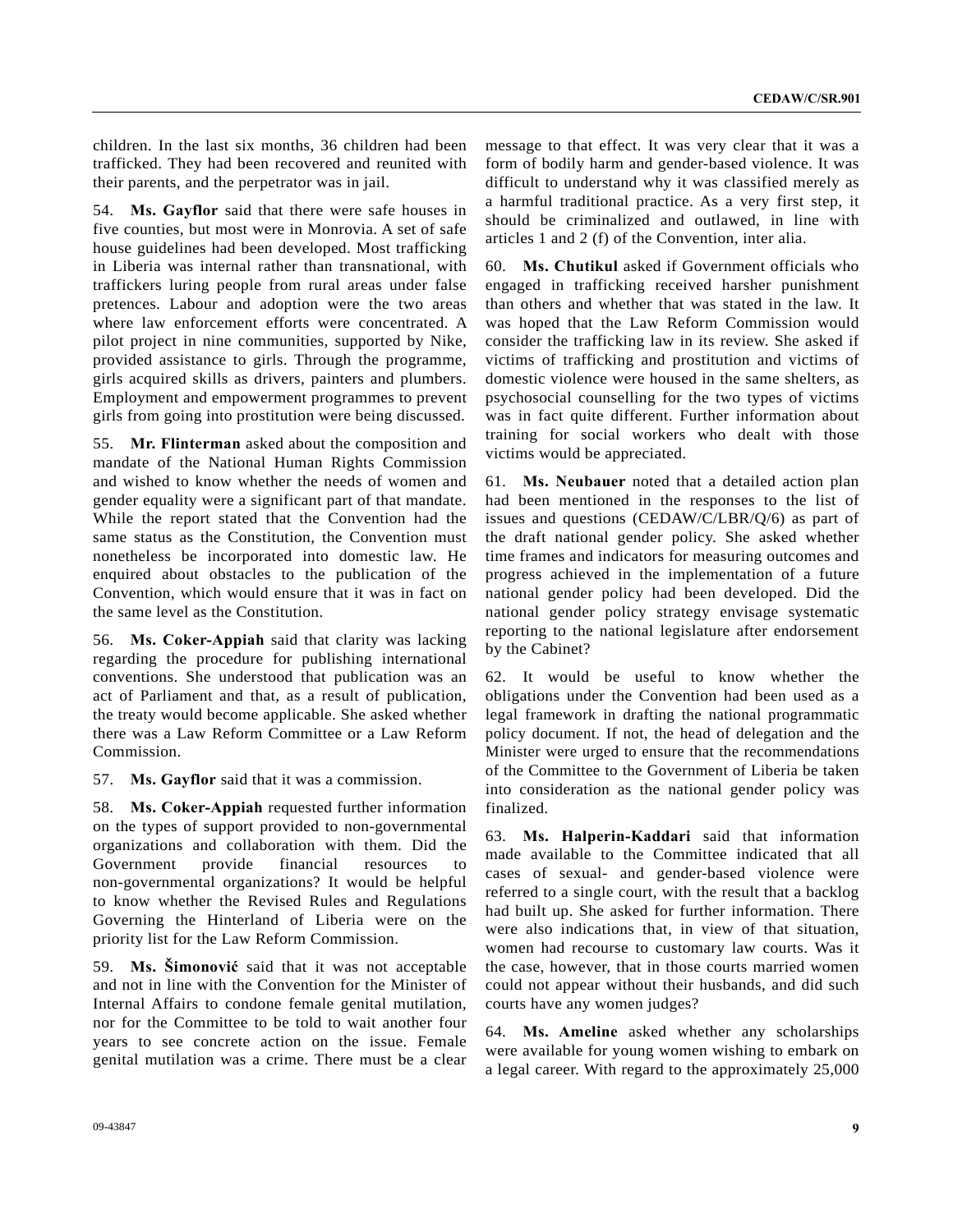children. In the last six months, 36 children had been trafficked. They had been recovered and reunited with their parents, and the perpetrator was in jail.

54. **Ms. Gayflor** said that there were safe houses in five counties, but most were in Monrovia. A set of safe house guidelines had been developed. Most trafficking in Liberia was internal rather than transnational, with traffickers luring people from rural areas under false pretences. Labour and adoption were the two areas where law enforcement efforts were concentrated. A pilot project in nine communities, supported by Nike, provided assistance to girls. Through the programme, girls acquired skills as drivers, painters and plumbers. Employment and empowerment programmes to prevent girls from going into prostitution were being discussed.

55. **Mr. Flinterman** asked about the composition and mandate of the National Human Rights Commission and wished to know whether the needs of women and gender equality were a significant part of that mandate. While the report stated that the Convention had the same status as the Constitution, the Convention must nonetheless be incorporated into domestic law. He enquired about obstacles to the publication of the Convention, which would ensure that it was in fact on the same level as the Constitution.

56. **Ms. Coker-Appiah** said that clarity was lacking regarding the procedure for publishing international conventions. She understood that publication was an act of Parliament and that, as a result of publication, the treaty would become applicable. She asked whether there was a Law Reform Committee or a Law Reform Commission.

57. **Ms. Gayflor** said that it was a commission.

58. **Ms. Coker-Appiah** requested further information on the types of support provided to non-governmental organizations and collaboration with them. Did the Government provide financial resources to non-governmental organizations? It would be helpful to know whether the Revised Rules and Regulations Governing the Hinterland of Liberia were on the priority list for the Law Reform Commission.

59. **Ms. Šimonović** said that it was not acceptable and not in line with the Convention for the Minister of Internal Affairs to condone female genital mutilation, nor for the Committee to be told to wait another four years to see concrete action on the issue. Female genital mutilation was a crime. There must be a clear message to that effect. It was very clear that it was a form of bodily harm and gender-based violence. It was difficult to understand why it was classified merely as a harmful traditional practice. As a very first step, it should be criminalized and outlawed, in line with articles 1 and 2 (f) of the Convention, inter alia.

60. **Ms. Chutikul** asked if Government officials who engaged in trafficking received harsher punishment than others and whether that was stated in the law. It was hoped that the Law Reform Commission would consider the trafficking law in its review. She asked if victims of trafficking and prostitution and victims of domestic violence were housed in the same shelters, as psychosocial counselling for the two types of victims was in fact quite different. Further information about training for social workers who dealt with those victims would be appreciated.

61. **Ms. Neubauer** noted that a detailed action plan had been mentioned in the responses to the list of issues and questions (CEDAW/C/LBR/Q/6) as part of the draft national gender policy. She asked whether time frames and indicators for measuring outcomes and progress achieved in the implementation of a future national gender policy had been developed. Did the national gender policy strategy envisage systematic reporting to the national legislature after endorsement by the Cabinet?

62. It would be useful to know whether the obligations under the Convention had been used as a legal framework in drafting the national programmatic policy document. If not, the head of delegation and the Minister were urged to ensure that the recommendations of the Committee to the Government of Liberia be taken into consideration as the national gender policy was finalized.

63. **Ms. Halperin-Kaddari** said that information made available to the Committee indicated that all cases of sexual- and gender-based violence were referred to a single court, with the result that a backlog had built up. She asked for further information. There were also indications that, in view of that situation, women had recourse to customary law courts. Was it the case, however, that in those courts married women could not appear without their husbands, and did such courts have any women judges?

64. **Ms. Ameline** asked whether any scholarships were available for young women wishing to embark on a legal career. With regard to the approximately 25,000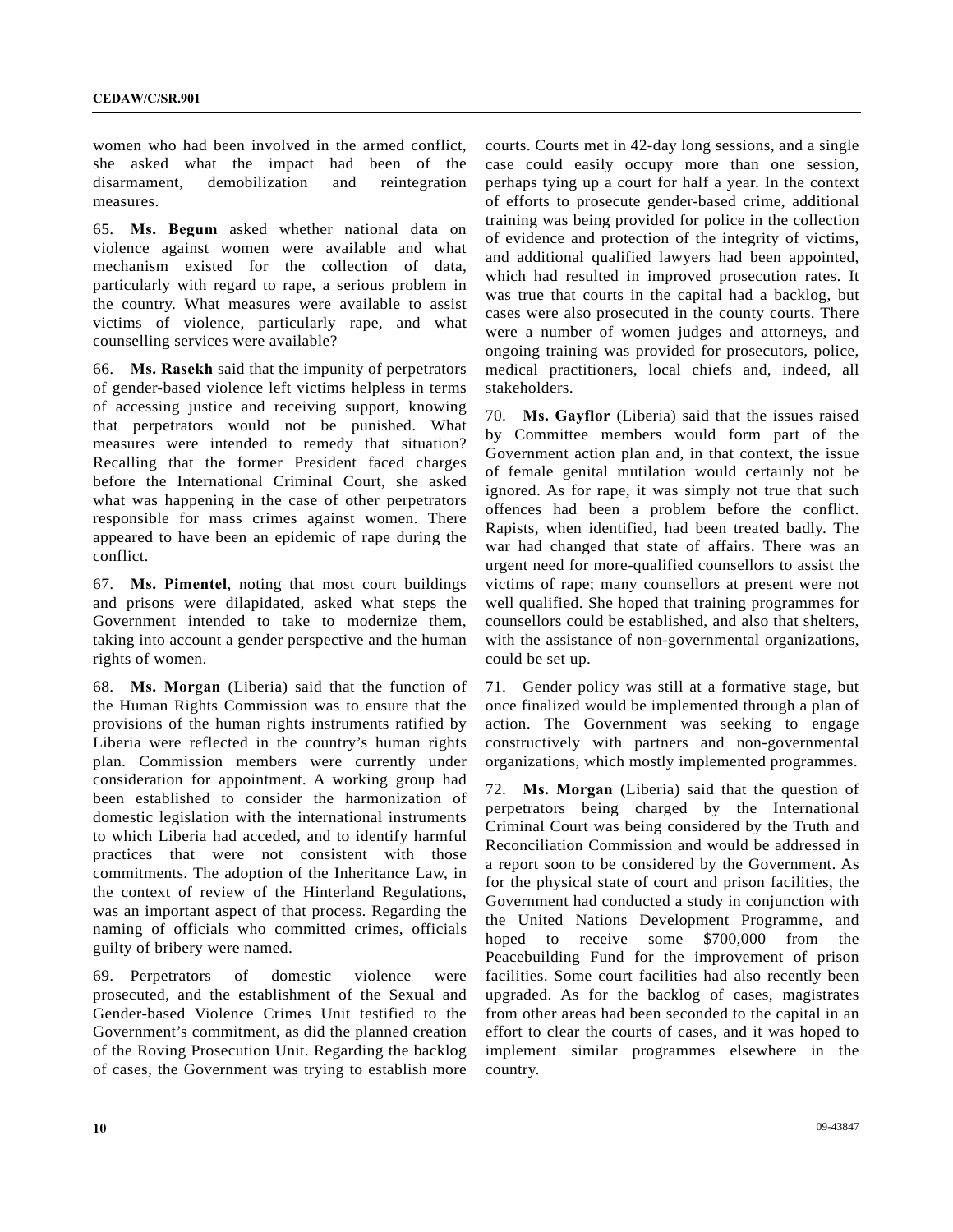women who had been involved in the armed conflict, she asked what the impact had been of the disarmament, demobilization and reintegration measures.

65. **Ms. Begum** asked whether national data on violence against women were available and what mechanism existed for the collection of data, particularly with regard to rape, a serious problem in the country. What measures were available to assist victims of violence, particularly rape, and what counselling services were available?

66. **Ms. Rasekh** said that the impunity of perpetrators of gender-based violence left victims helpless in terms of accessing justice and receiving support, knowing that perpetrators would not be punished. What measures were intended to remedy that situation? Recalling that the former President faced charges before the International Criminal Court, she asked what was happening in the case of other perpetrators responsible for mass crimes against women. There appeared to have been an epidemic of rape during the conflict.

67. **Ms. Pimentel**, noting that most court buildings and prisons were dilapidated, asked what steps the Government intended to take to modernize them, taking into account a gender perspective and the human rights of women.

68. **Ms. Morgan** (Liberia) said that the function of the Human Rights Commission was to ensure that the provisions of the human rights instruments ratified by Liberia were reflected in the country's human rights plan. Commission members were currently under consideration for appointment. A working group had been established to consider the harmonization of domestic legislation with the international instruments to which Liberia had acceded, and to identify harmful practices that were not consistent with those commitments. The adoption of the Inheritance Law, in the context of review of the Hinterland Regulations, was an important aspect of that process. Regarding the naming of officials who committed crimes, officials guilty of bribery were named.

69. Perpetrators of domestic violence were prosecuted, and the establishment of the Sexual and Gender-based Violence Crimes Unit testified to the Government's commitment, as did the planned creation of the Roving Prosecution Unit. Regarding the backlog of cases, the Government was trying to establish more courts. Courts met in 42-day long sessions, and a single case could easily occupy more than one session, perhaps tying up a court for half a year. In the context of efforts to prosecute gender-based crime, additional training was being provided for police in the collection of evidence and protection of the integrity of victims, and additional qualified lawyers had been appointed, which had resulted in improved prosecution rates. It was true that courts in the capital had a backlog, but cases were also prosecuted in the county courts. There were a number of women judges and attorneys, and ongoing training was provided for prosecutors, police, medical practitioners, local chiefs and, indeed, all stakeholders.

70. **Ms. Gayflor** (Liberia) said that the issues raised by Committee members would form part of the Government action plan and, in that context, the issue of female genital mutilation would certainly not be ignored. As for rape, it was simply not true that such offences had been a problem before the conflict. Rapists, when identified, had been treated badly. The war had changed that state of affairs. There was an urgent need for more-qualified counsellors to assist the victims of rape; many counsellors at present were not well qualified. She hoped that training programmes for counsellors could be established, and also that shelters, with the assistance of non-governmental organizations, could be set up.

71. Gender policy was still at a formative stage, but once finalized would be implemented through a plan of action. The Government was seeking to engage constructively with partners and non-governmental organizations, which mostly implemented programmes.

72. **Ms. Morgan** (Liberia) said that the question of perpetrators being charged by the International Criminal Court was being considered by the Truth and Reconciliation Commission and would be addressed in a report soon to be considered by the Government. As for the physical state of court and prison facilities, the Government had conducted a study in conjunction with the United Nations Development Programme, and hoped to receive some $700,000 from the Peacebuilding Fund for the improvement of prison facilities. Some court facilities had also recently been upgraded. As for the backlog of cases, magistrates from other areas had been seconded to the capital in an effort to clear the courts of cases, and it was hoped to implement similar programmes elsewhere in the country.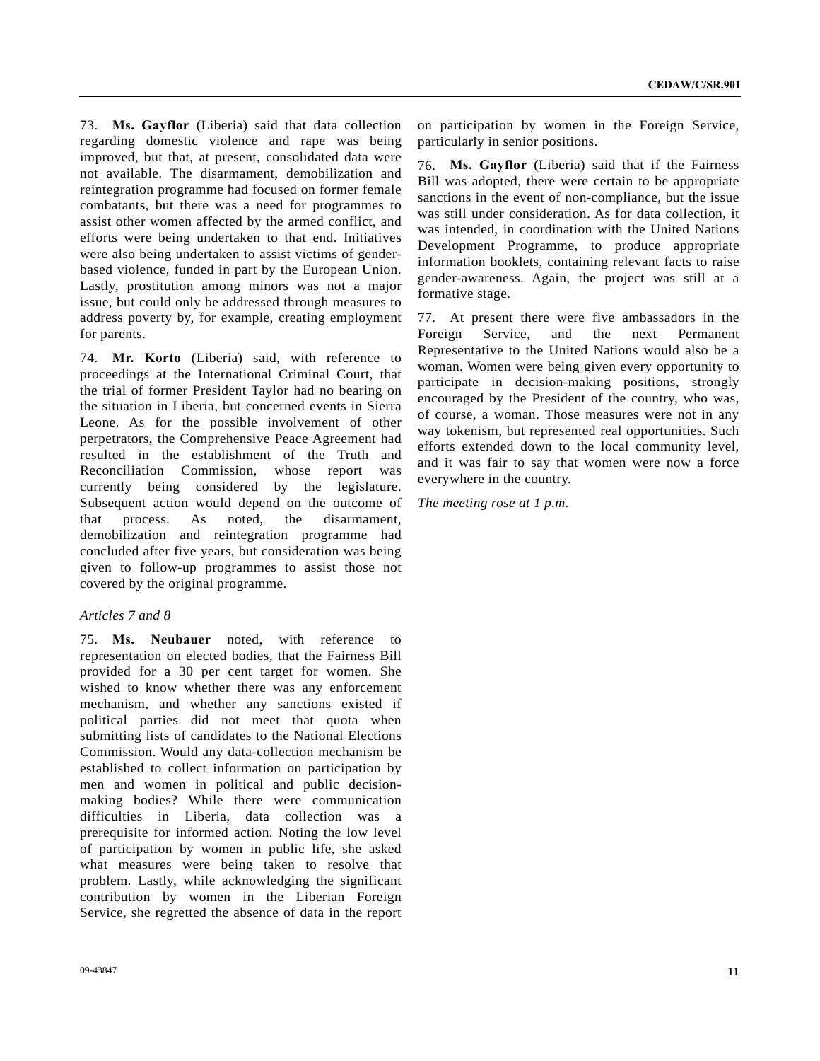73. **Ms. Gayflor** (Liberia) said that data collection regarding domestic violence and rape was being improved, but that, at present, consolidated data were not available. The disarmament, demobilization and reintegration programme had focused on former female combatants, but there was a need for programmes to assist other women affected by the armed conflict, and efforts were being undertaken to that end. Initiatives were also being undertaken to assist victims of gender-based violence, funded in part by the European Union. Lastly, prostitution among minors was not a major issue, but could only be addressed through measures to address poverty by, for example, creating employment for parents.

74. **Mr. Korto** (Liberia) said, with reference to proceedings at the International Criminal Court, that the trial of former President Taylor had no bearing on the situation in Liberia, but concerned events in Sierra Leone. As for the possible involvement of other perpetrators, the Comprehensive Peace Agreement had resulted in the establishment of the Truth and Reconciliation Commission, whose report was currently being considered by the legislature. Subsequent action would depend on the outcome of that process. As noted, the disarmament, demobilization and reintegration programme had concluded after five years, but consideration was being given to follow-up programmes to assist those not covered by the original programme.

*Articles 7 and 8*

75. **Ms. Neubauer** noted, with reference to representation on elected bodies, that the Fairness Bill provided for a 30 per cent target for women. She wished to know whether there was any enforcement mechanism, and whether any sanctions existed if political parties did not meet that quota when submitting lists of candidates to the National Elections Commission. Would any data-collection mechanism be established to collect information on participation by men and women in political and public decision-making bodies? While there were communication difficulties in Liberia, data collection was a prerequisite for informed action. Noting the low level of participation by women in public life, she asked what measures were being taken to resolve that problem. Lastly, while acknowledging the significant contribution by women in the Liberian Foreign Service, she regretted the absence of data in the report on participation by women in the Foreign Service, particularly in senior positions.

76. **Ms. Gayflor** (Liberia) said that if the Fairness Bill was adopted, there were certain to be appropriate sanctions in the event of non-compliance, but the issue was still under consideration. As for data collection, it was intended, in coordination with the United Nations Development Programme, to produce appropriate information booklets, containing relevant facts to raise gender-awareness. Again, the project was still at a formative stage.

77. At present there were five ambassadors in the Foreign Service, and the next Permanent Representative to the United Nations would also be a woman. Women were being given every opportunity to participate in decision-making positions, strongly encouraged by the President of the country, who was, of course, a woman. Those measures were not in any way tokenism, but represented real opportunities. Such efforts extended down to the local community level, and it was fair to say that women were now a force everywhere in the country.

*The meeting rose at 1 p.m.*